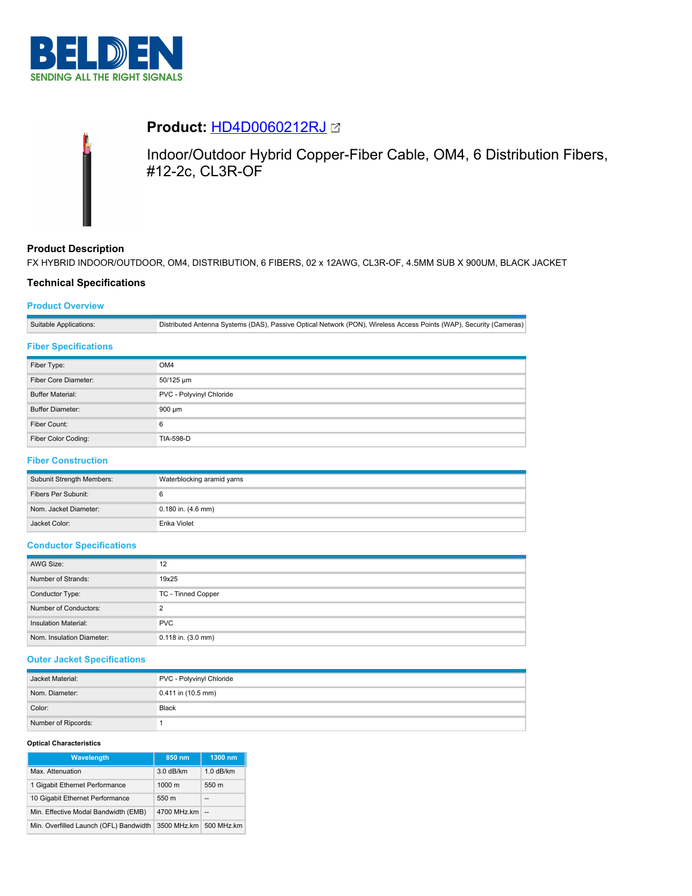# Product: HD4D0060212RJ

Indoor/Outdoor Hybrid Copper-Fiber Cable, OM4, 6 Distribution Fibers, #12-2c, CL3R-OF

## Product Description

FX HYBRID INDOOR/OUTDOOR, OM4, DISTRIBUTION, 6 FIBERS, 02 x 12AWG, CL3R-OF, 4.5MM SUB X 900UM, BLACK JACKET

## Technical Specifications

### Product Overview

| | |
|---|---|
| Suitable Applications: | Distributed Antenna Systems (DAS), Passive Optical Network (PON), Wireless Access Points (WAP), Security (Cameras) |

### Fiber Specifications

| | |
|---|---|
| Fiber Type: | OM4 |
| Fiber Core Diameter: | 50/125 µm |
| Buffer Material: | PVC - Polyvinyl Chloride |
| Buffer Diameter: | 900 µm |
| Fiber Count: | 6 |
| Fiber Color Coding: | TIA-598-D |

### Fiber Construction

| | |
|---|---|
| Subunit Strength Members: | Waterblocking aramid yarns |
| Fibers Per Subunit: | 6 |
| Nom. Jacket Diameter: | 0.180 in. (4.6 mm) |
| Jacket Color: | Erika Violet |

### Conductor Specifications

| | |
|---|---|
| AWG Size: | 12 |
| Number of Strands: | 19x25 |
| Conductor Type: | TC - Tinned Copper |
| Number of Conductors: | 2 |
| Insulation Material: | PVC |
| Nom. Insulation Diameter: | 0.118 in. (3.0 mm) |

### Outer Jacket Specifications

| | |
|---|---|
| Jacket Material: | PVC - Polyvinyl Chloride |
| Nom. Diameter: | 0.411 in (10.5 mm) |
| Color: | Black |
| Number of Ripcords: | 1 |

#### Optical Characteristics

| Wavelength | 850 nm | 1300 nm |
|---|---|---|
| Max. Attenuation | 3.0 dB/km | 1.0 dB/km |
| 1 Gigabit Ethernet Performance | 1000 m | 550 m |
| 10 Gigabit Ethernet Performance | 550 m | -- |
| Min. Effective Modal Bandwidth (EMB) | 4700 MHz.km | -- |
| Min. Overfilled Launch (OFL) Bandwidth | 3500 MHz.km | 500 MHz.km |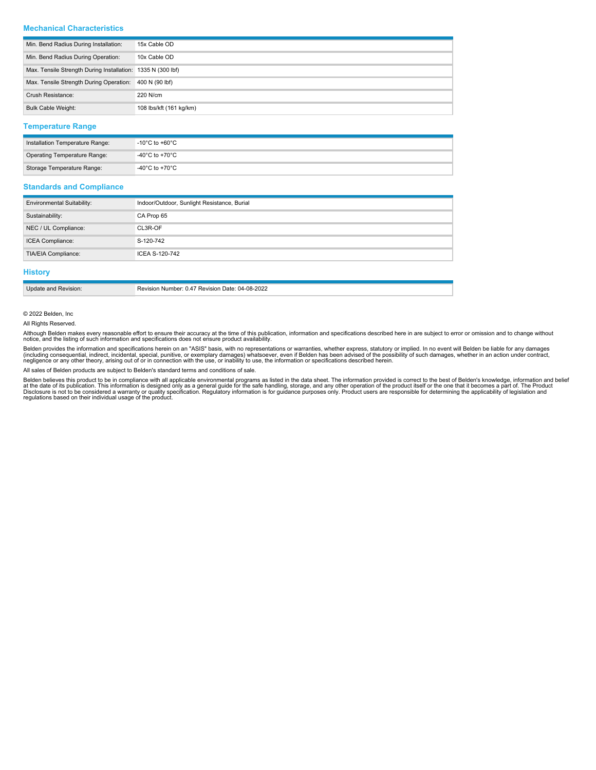## Mechanical Characteristics

| | |
|---|---|
| Min. Bend Radius During Installation: | 15x Cable OD |
| Min. Bend Radius During Operation: | 10x Cable OD |
| Max. Tensile Strength During Installation: | 1335 N (300 lbf) |
| Max. Tensile Strength During Operation: | 400 N (90 lbf) |
| Crush Resistance: | 220 N/cm |
| Bulk Cable Weight: | 108 lbs/kft (161 kg/km) |

## Temperature Range

| | |
|---|---|
| Installation Temperature Range: | -10°C to +60°C |
| Operating Temperature Range: | -40°C to +70°C |
| Storage Temperature Range: | -40°C to +70°C |

## Standards and Compliance

| | |
|---|---|
| Environmental Suitability: | Indoor/Outdoor, Sunlight Resistance, Burial |
| Sustainability: | CA Prop 65 |
| NEC / UL Compliance: | CL3R-OF |
| ICEA Compliance: | S-120-742 |
| TIA/EIA Compliance: | ICEA S-120-742 |

## History

| | |
|---|---|
| Update and Revision: | Revision Number: 0.47 Revision Date: 04-08-2022 |

© 2022 Belden, Inc

All Rights Reserved.

Although Belden makes every reasonable effort to ensure their accuracy at the time of this publication, information and specifications described here in are subject to error or omission and to change without notice, and the listing of such information and specifications does not ensure product availability.

Belden provides the information and specifications herein on an "ASIS" basis, with no representations or warranties, whether express, statutory or implied. In no event will Belden be liable for any damages (including consequential, indirect, incidental, special, punitive, or exemplary damages) whatsoever, even if Belden has been advised of the possibility of such damages, whether in an action under contract, negligence or any other theory, arising out of or in connection with the use, or inability to use, the information or specifications described herein.

All sales of Belden products are subject to Belden's standard terms and conditions of sale.

Belden believes this product to be in compliance with all applicable environmental programs as listed in the data sheet. The information provided is correct to the best of Belden's knowledge, information and belief at the date of its publication. This information is designed only as a general guide for the safe handling, storage, and any other operation of the product itself or the one that it becomes a part of. The Product Disclosure is not to be considered a warranty or quality specification. Regulatory information is for guidance purposes only. Product users are responsible for determining the applicability of legislation and regulations based on their individual usage of the product.